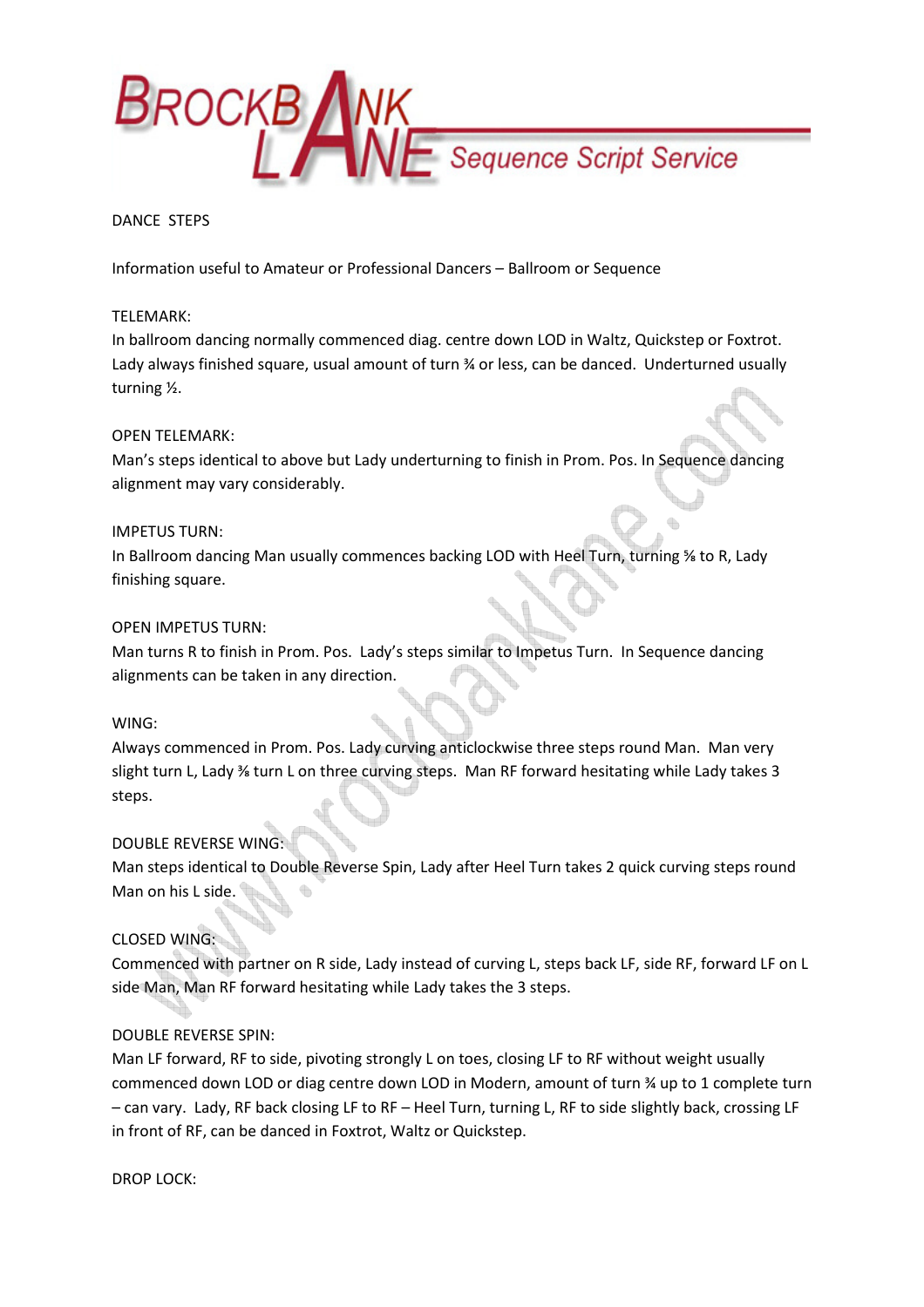# BROCKBANK LANE Sequence Script Service

DANCE STEPS

Information useful to Amateur or Professional Dancers – Ballroom or Sequence

TELEMARK:
In ballroom dancing normally commenced diag. centre down LOD in Waltz, Quickstep or Foxtrot. Lady always finished square, usual amount of turn ¾ or less, can be danced. Underturned usually turning ½.

OPEN TELEMARK:
Man's steps identical to above but Lady underturning to finish in Prom. Pos. In Sequence dancing alignment may vary considerably.

IMPETUS TURN:
In Ballroom dancing Man usually commences backing LOD with Heel Turn, turning ⅝ to R, Lady finishing square.

OPEN IMPETUS TURN:
Man turns R to finish in Prom. Pos. Lady's steps similar to Impetus Turn. In Sequence dancing alignments can be taken in any direction.

WING:
Always commenced in Prom. Pos. Lady curving anticlockwise three steps round Man. Man very slight turn L, Lady ⅜ turn L on three curving steps. Man RF forward hesitating while Lady takes 3 steps.

DOUBLE REVERSE WING:
Man steps identical to Double Reverse Spin, Lady after Heel Turn takes 2 quick curving steps round Man on his L side.

CLOSED WING:
Commenced with partner on R side, Lady instead of curving L, steps back LF, side RF, forward LF on L side Man, Man RF forward hesitating while Lady takes the 3 steps.

DOUBLE REVERSE SPIN:
Man LF forward, RF to side, pivoting strongly L on toes, closing LF to RF without weight usually commenced down LOD or diag centre down LOD in Modern, amount of turn ¾ up to 1 complete turn – can vary. Lady, RF back closing LF to RF – Heel Turn, turning L, RF to side slightly back, crossing LF in front of RF, can be danced in Foxtrot, Waltz or Quickstep.

DROP LOCK: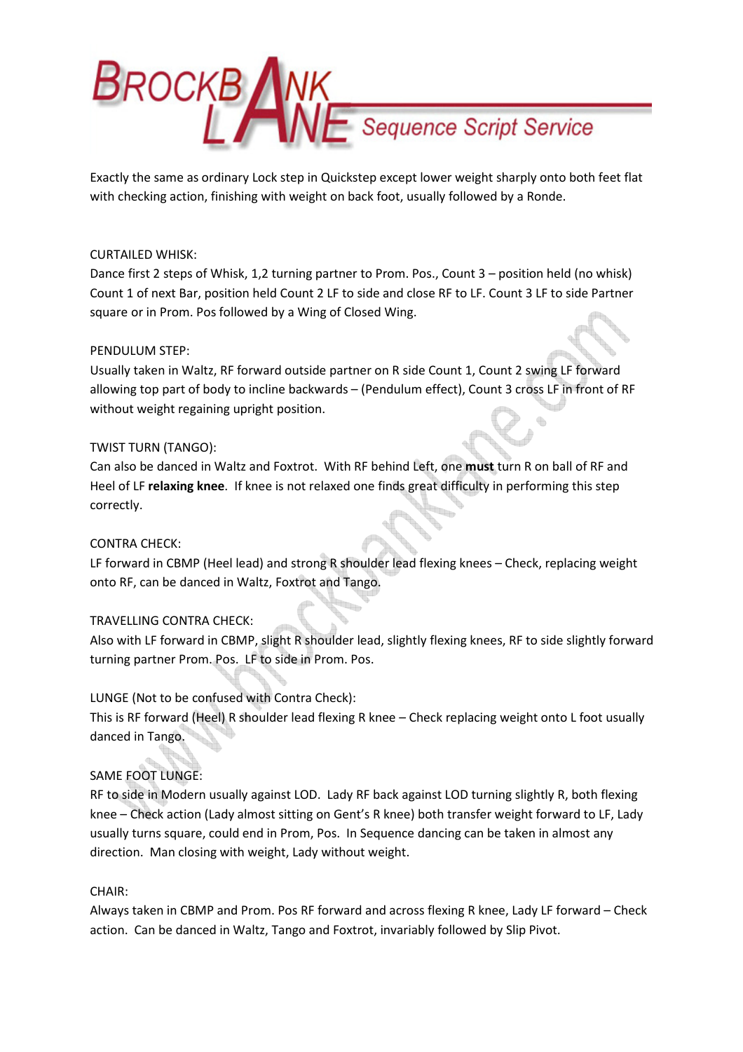Exactly the same as ordinary Lock step in Quickstep except lower weight sharply onto both feet flat with checking action, finishing with weight on back foot, usually followed by a Ronde.

CURTAILED WHISK:
Dance first 2 steps of Whisk, 1,2 turning partner to Prom. Pos., Count 3 – position held (no whisk) Count 1 of next Bar, position held Count 2 LF to side and close RF to LF. Count 3 LF to side Partner square or in Prom. Pos followed by a Wing of Closed Wing.

PENDULUM STEP:
Usually taken in Waltz, RF forward outside partner on R side Count 1, Count 2 swing LF forward allowing top part of body to incline backwards – (Pendulum effect), Count 3 cross LF in front of RF without weight regaining upright position.

TWIST TURN (TANGO):
Can also be danced in Waltz and Foxtrot. With RF behind Left, one **must** turn R on ball of RF and Heel of LF **relaxing knee**. If knee is not relaxed one finds great difficulty in performing this step correctly.

CONTRA CHECK:
LF forward in CBMP (Heel lead) and strong R shoulder lead flexing knees – Check, replacing weight onto RF, can be danced in Waltz, Foxtrot and Tango.

TRAVELLING CONTRA CHECK:
Also with LF forward in CBMP, slight R shoulder lead, slightly flexing knees, RF to side slightly forward turning partner Prom. Pos. LF to side in Prom. Pos.

LUNGE (Not to be confused with Contra Check):
This is RF forward (Heel) R shoulder lead flexing R knee – Check replacing weight onto L foot usually danced in Tango.

SAME FOOT LUNGE:
RF to side in Modern usually against LOD. Lady RF back against LOD turning slightly R, both flexing knee – Check action (Lady almost sitting on Gent's R knee) both transfer weight forward to LF, Lady usually turns square, could end in Prom, Pos. In Sequence dancing can be taken in almost any direction. Man closing with weight, Lady without weight.

CHAIR:
Always taken in CBMP and Prom. Pos RF forward and across flexing R knee, Lady LF forward – Check action. Can be danced in Waltz, Tango and Foxtrot, invariably followed by Slip Pivot.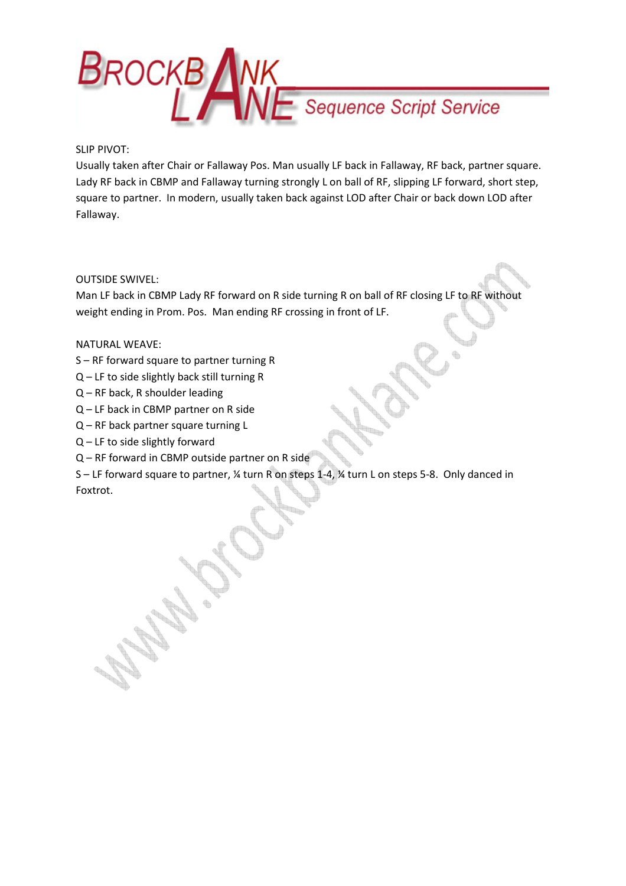SLIP PIVOT:

Usually taken after Chair or Fallaway Pos. Man usually LF back in Fallaway, RF back, partner square. Lady RF back in CBMP and Fallaway turning strongly L on ball of RF, slipping LF forward, short step, square to partner. In modern, usually taken back against LOD after Chair or back down LOD after Fallaway.

OUTSIDE SWIVEL:

Man LF back in CBMP Lady RF forward on R side turning R on ball of RF closing LF to RF without weight ending in Prom. Pos. Man ending RF crossing in front of LF.

NATURAL WEAVE:

S – RF forward square to partner turning R
Q – LF to side slightly back still turning R
Q – RF back, R shoulder leading
Q – LF back in CBMP partner on R side
Q – RF back partner square turning L
Q – LF to side slightly forward
Q – RF forward in CBMP outside partner on R side
S – LF forward square to partner, ¼ turn R on steps 1-4, ¼ turn L on steps 5-8. Only danced in Foxtrot.